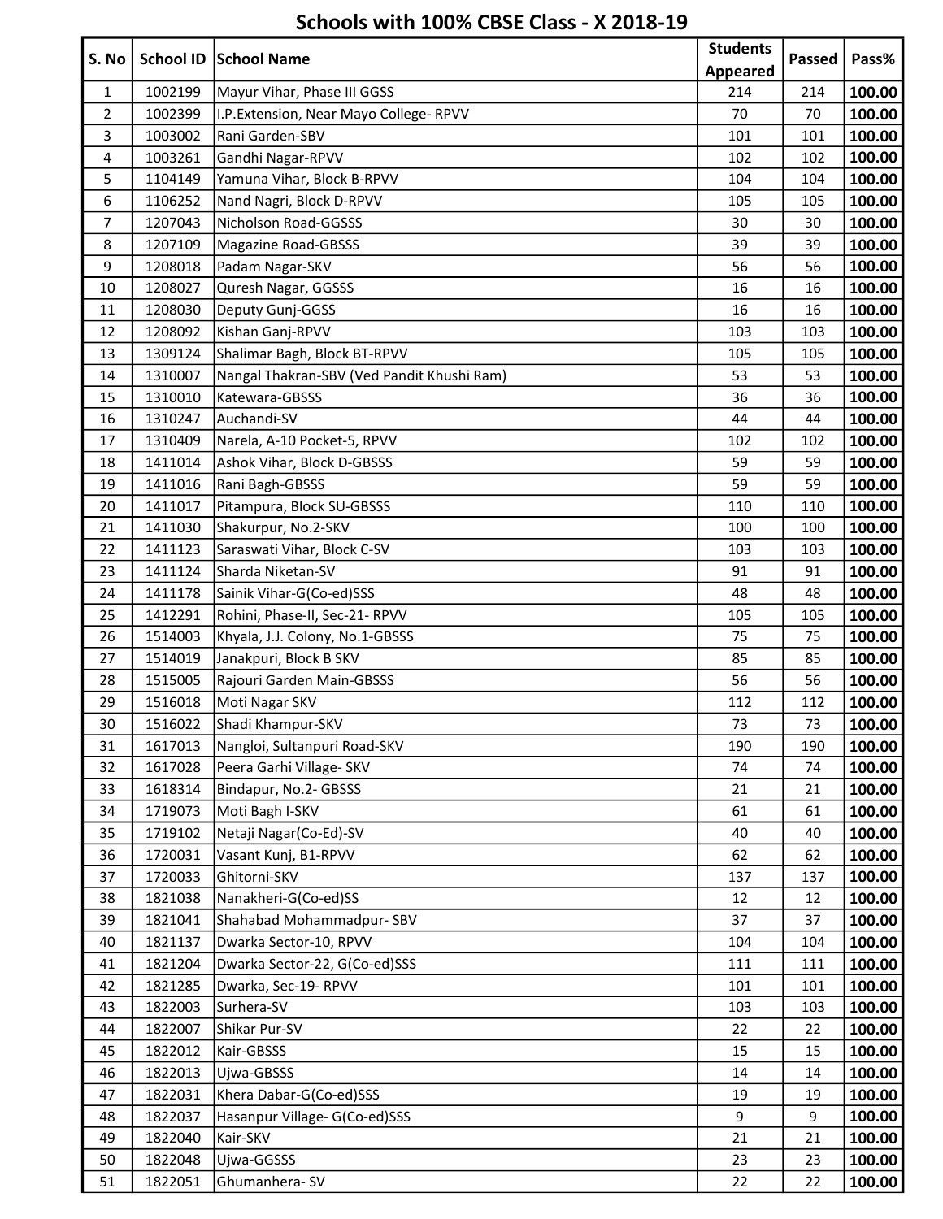# Schools with 100% CBSE Class - X 2018-19

| S. No | School ID | School Name | Students Appeared | Passed | Pass% |
|---|---|---|---|---|---|
| 1 | 1002199 | Mayur Vihar, Phase III GGSS | 214 | 214 | **100.00** |
| 2 | 1002399 | I.P.Extension, Near Mayo College- RPVV | 70 | 70 | **100.00** |
| 3 | 1003002 | Rani Garden-SBV | 101 | 101 | **100.00** |
| 4 | 1003261 | Gandhi Nagar-RPVV | 102 | 102 | **100.00** |
| 5 | 1104149 | Yamuna Vihar, Block B-RPVV | 104 | 104 | **100.00** |
| 6 | 1106252 | Nand Nagri, Block D-RPVV | 105 | 105 | **100.00** |
| 7 | 1207043 | Nicholson Road-GGSSS | 30 | 30 | **100.00** |
| 8 | 1207109 | Magazine Road-GBSSS | 39 | 39 | **100.00** |
| 9 | 1208018 | Padam Nagar-SKV | 56 | 56 | **100.00** |
| 10 | 1208027 | Quresh Nagar, GGSSS | 16 | 16 | **100.00** |
| 11 | 1208030 | Deputy Gunj-GGSS | 16 | 16 | **100.00** |
| 12 | 1208092 | Kishan Ganj-RPVV | 103 | 103 | **100.00** |
| 13 | 1309124 | Shalimar Bagh, Block BT-RPVV | 105 | 105 | **100.00** |
| 14 | 1310007 | Nangal Thakran-SBV (Ved Pandit Khushi Ram) | 53 | 53 | **100.00** |
| 15 | 1310010 | Katewara-GBSSS | 36 | 36 | **100.00** |
| 16 | 1310247 | Auchandi-SV | 44 | 44 | **100.00** |
| 17 | 1310409 | Narela, A-10 Pocket-5, RPVV | 102 | 102 | **100.00** |
| 18 | 1411014 | Ashok Vihar, Block D-GBSSS | 59 | 59 | **100.00** |
| 19 | 1411016 | Rani Bagh-GBSSS | 59 | 59 | **100.00** |
| 20 | 1411017 | Pitampura, Block SU-GBSSS | 110 | 110 | **100.00** |
| 21 | 1411030 | Shakurpur, No.2-SKV | 100 | 100 | **100.00** |
| 22 | 1411123 | Saraswati Vihar, Block C-SV | 103 | 103 | **100.00** |
| 23 | 1411124 | Sharda Niketan-SV | 91 | 91 | **100.00** |
| 24 | 1411178 | Sainik Vihar-G(Co-ed)SSS | 48 | 48 | **100.00** |
| 25 | 1412291 | Rohini, Phase-II, Sec-21- RPVV | 105 | 105 | **100.00** |
| 26 | 1514003 | Khyala, J.J. Colony, No.1-GBSSS | 75 | 75 | **100.00** |
| 27 | 1514019 | Janakpuri, Block B SKV | 85 | 85 | **100.00** |
| 28 | 1515005 | Rajouri Garden Main-GBSSS | 56 | 56 | **100.00** |
| 29 | 1516018 | Moti Nagar SKV | 112 | 112 | **100.00** |
| 30 | 1516022 | Shadi Khampur-SKV | 73 | 73 | **100.00** |
| 31 | 1617013 | Nangloi, Sultanpuri Road-SKV | 190 | 190 | **100.00** |
| 32 | 1617028 | Peera Garhi Village- SKV | 74 | 74 | **100.00** |
| 33 | 1618314 | Bindapur, No.2- GBSSS | 21 | 21 | **100.00** |
| 34 | 1719073 | Moti Bagh I-SKV | 61 | 61 | **100.00** |
| 35 | 1719102 | Netaji Nagar(Co-Ed)-SV | 40 | 40 | **100.00** |
| 36 | 1720031 | Vasant Kunj, B1-RPVV | 62 | 62 | **100.00** |
| 37 | 1720033 | Ghitorni-SKV | 137 | 137 | **100.00** |
| 38 | 1821038 | Nanakheri-G(Co-ed)SS | 12 | 12 | **100.00** |
| 39 | 1821041 | Shahabad Mohammadpur- SBV | 37 | 37 | **100.00** |
| 40 | 1821137 | Dwarka Sector-10, RPVV | 104 | 104 | **100.00** |
| 41 | 1821204 | Dwarka Sector-22, G(Co-ed)SSS | 111 | 111 | **100.00** |
| 42 | 1821285 | Dwarka, Sec-19- RPVV | 101 | 101 | **100.00** |
| 43 | 1822003 | Surhera-SV | 103 | 103 | **100.00** |
| 44 | 1822007 | Shikar Pur-SV | 22 | 22 | **100.00** |
| 45 | 1822012 | Kair-GBSSS | 15 | 15 | **100.00** |
| 46 | 1822013 | Ujwa-GBSSS | 14 | 14 | **100.00** |
| 47 | 1822031 | Khera Dabar-G(Co-ed)SSS | 19 | 19 | **100.00** |
| 48 | 1822037 | Hasanpur Village- G(Co-ed)SSS | 9 | 9 | **100.00** |
| 49 | 1822040 | Kair-SKV | 21 | 21 | **100.00** |
| 50 | 1822048 | Ujwa-GGSSS | 23 | 23 | **100.00** |
| 51 | 1822051 | Ghumanhera- SV | 22 | 22 | **100.00** |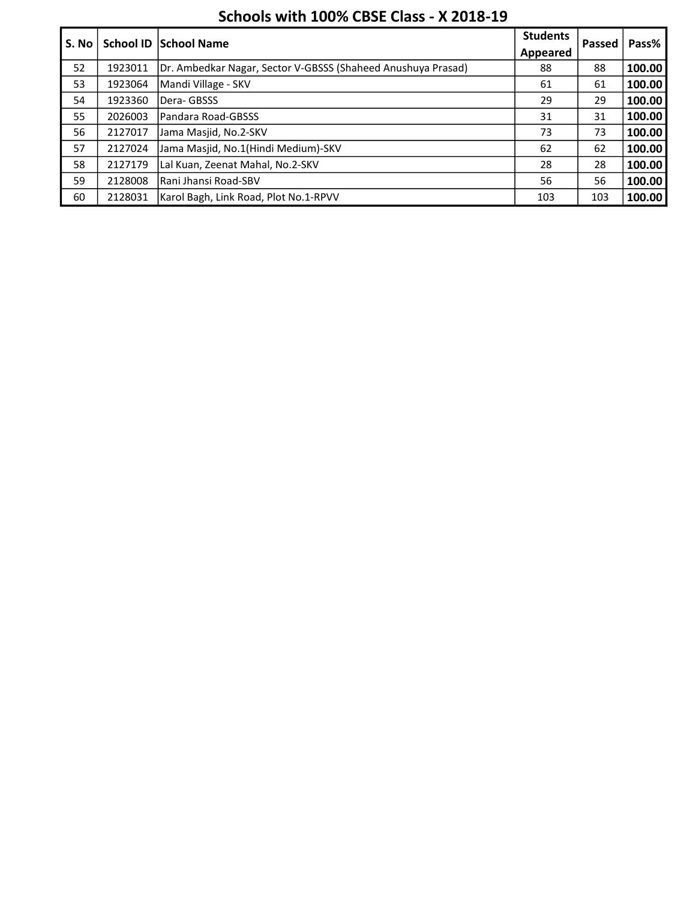## Schools with 100% CBSE Class - X 2018-19

| S. No | School ID | School Name | Students Appeared | Passed | Pass% |
|---|---|---|---|---|---|
| 52 | 1923011 | Dr. Ambedkar Nagar, Sector V-GBSSS (Shaheed Anushuya Prasad) | 88 | 88 | **100.00** |
| 53 | 1923064 | Mandi Village - SKV | 61 | 61 | **100.00** |
| 54 | 1923360 | Dera- GBSSS | 29 | 29 | **100.00** |
| 55 | 2026003 | Pandara Road-GBSSS | 31 | 31 | **100.00** |
| 56 | 2127017 | Jama Masjid, No.2-SKV | 73 | 73 | **100.00** |
| 57 | 2127024 | Jama Masjid, No.1(Hindi Medium)-SKV | 62 | 62 | **100.00** |
| 58 | 2127179 | Lal Kuan, Zeenat Mahal, No.2-SKV | 28 | 28 | **100.00** |
| 59 | 2128008 | Rani Jhansi Road-SBV | 56 | 56 | **100.00** |
| 60 | 2128031 | Karol Bagh, Link Road, Plot No.1-RPVV | 103 | 103 | **100.00** |